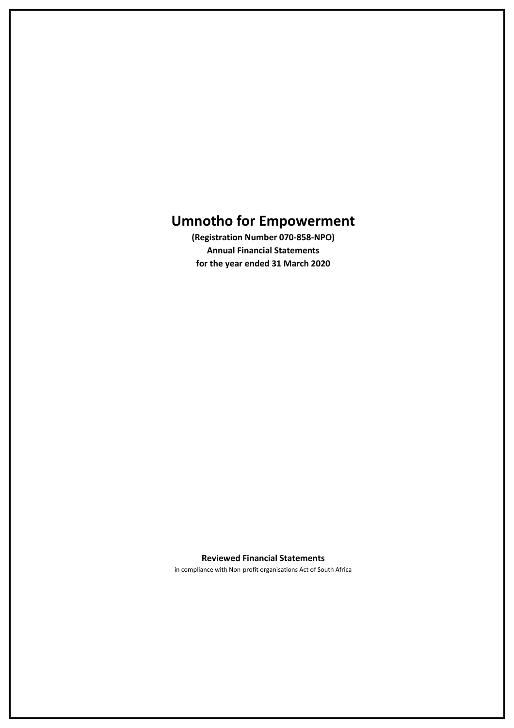# Umnotho for Empowerment

**(Registration Number 070-858-NPO)**
**Annual Financial Statements**
**for the year ended 31 March 2020**

**Reviewed Financial Statements**

in compliance with Non-profit organisations Act of South Africa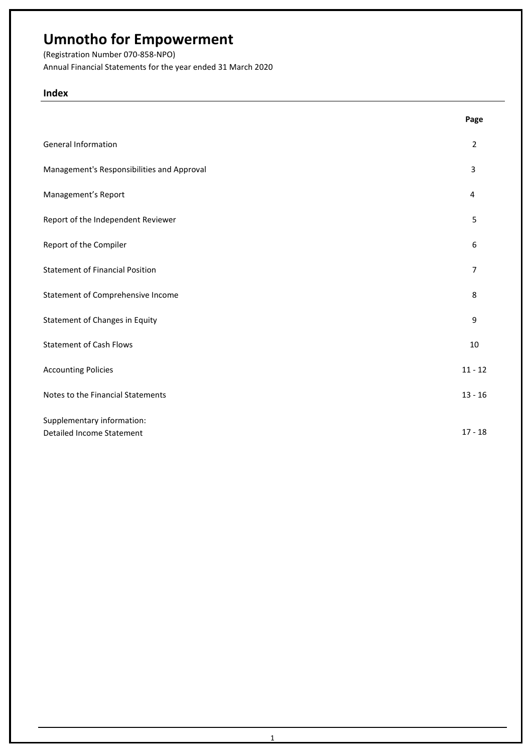# Umnotho for Empowerment

(Registration Number 070-858-NPO)

Annual Financial Statements for the year ended 31 March 2020

## Index

| | Page |
|---|---|
| General Information | 2 |
| Management's Responsibilities and Approval | 3 |
| Management's Report | 4 |
| Report of the Independent Reviewer | 5 |
| Report of the Compiler | 6 |
| Statement of Financial Position | 7 |
| Statement of Comprehensive Income | 8 |
| Statement of Changes in Equity | 9 |
| Statement of Cash Flows | 10 |
| Accounting Policies | 11 - 12 |
| Notes to the Financial Statements | 13 - 16 |
| Supplementary information:<br>Detailed Income Statement | 17 - 18 |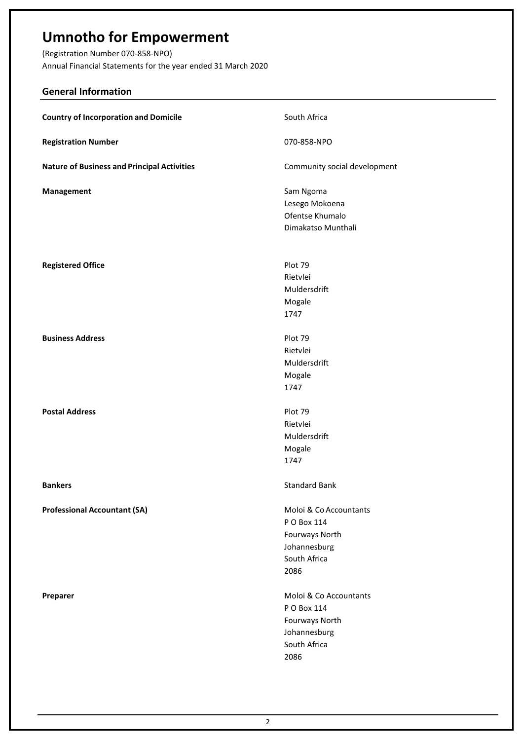# Umnotho for Empowerment

(Registration Number 070-858-NPO)
Annual Financial Statements for the year ended 31 March 2020

## General Information

| | |
|---|---|
| **Country of Incorporation and Domicile** | South Africa |
| **Registration Number** | 070-858-NPO |
| **Nature of Business and Principal Activities** | Community social development |
| **Management** | Sam Ngoma<br>Lesego Mokoena<br>Ofentse Khumalo<br>Dimakatso Munthali |
| **Registered Office** | Plot 79<br>Rietvlei<br>Muldersdrift<br>Mogale<br>1747 |
| **Business Address** | Plot 79<br>Rietvlei<br>Muldersdrift<br>Mogale<br>1747 |
| **Postal Address** | Plot 79<br>Rietvlei<br>Muldersdrift<br>Mogale<br>1747 |
| **Bankers** | Standard Bank |
| **Professional Accountant (SA)** | Moloi & Co Accountants<br>P O Box 114<br>Fourways North<br>Johannesburg<br>South Africa<br>2086 |
| **Preparer** | Moloi & Co Accountants<br>P O Box 114<br>Fourways North<br>Johannesburg<br>South Africa<br>2086 |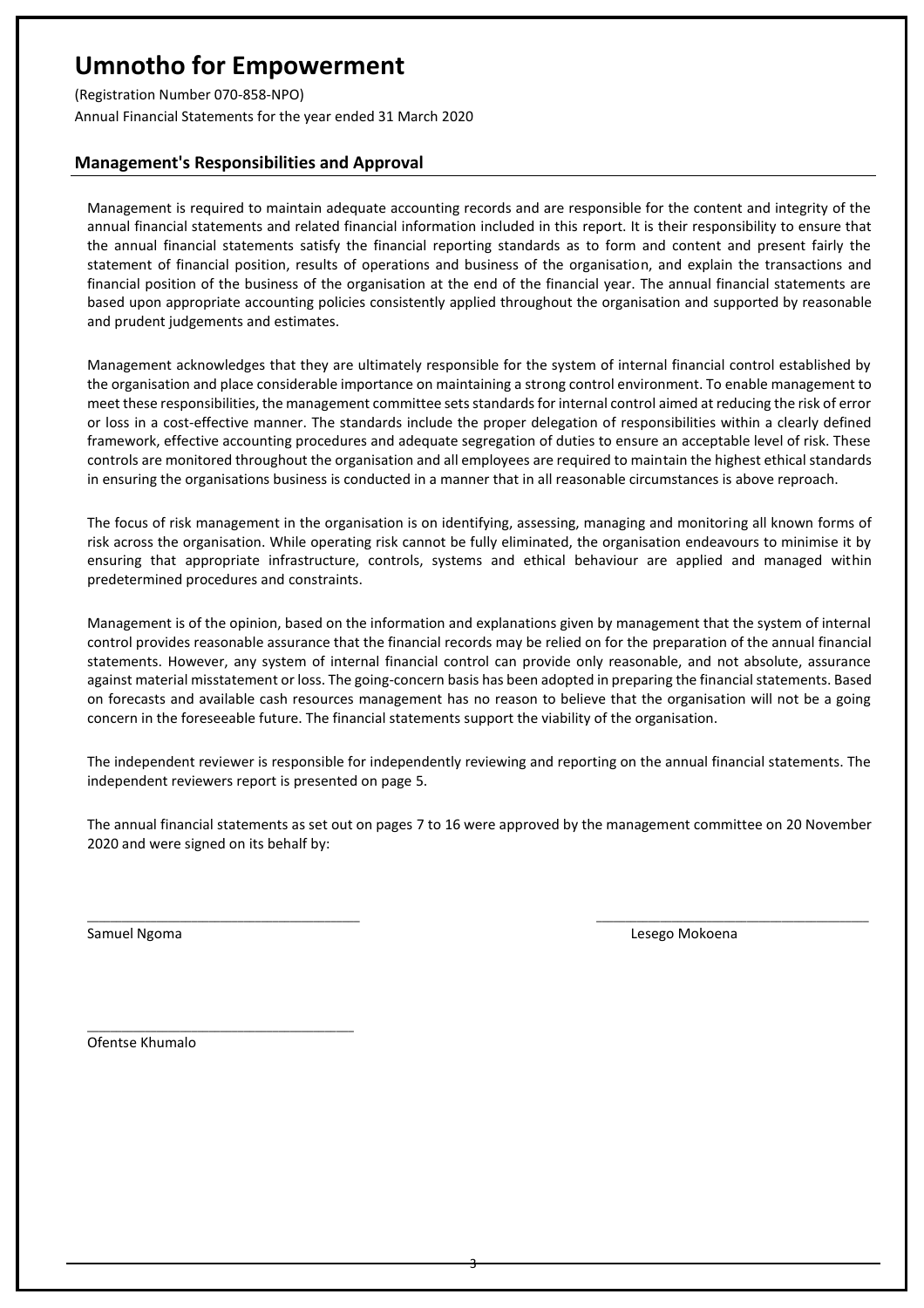# Umnotho for Empowerment

(Registration Number 070-858-NPO)
Annual Financial Statements for the year ended 31 March 2020

## Management's Responsibilities and Approval

Management is required to maintain adequate accounting records and are responsible for the content and integrity of the annual financial statements and related financial information included in this report. It is their responsibility to ensure that the annual financial statements satisfy the financial reporting standards as to form and content and present fairly the statement of financial position, results of operations and business of the organisation, and explain the transactions and financial position of the business of the organisation at the end of the financial year. The annual financial statements are based upon appropriate accounting policies consistently applied throughout the organisation and supported by reasonable and prudent judgements and estimates.

Management acknowledges that they are ultimately responsible for the system of internal financial control established by the organisation and place considerable importance on maintaining a strong control environment. To enable management to meet these responsibilities, the management committee sets standards for internal control aimed at reducing the risk of error or loss in a cost-effective manner. The standards include the proper delegation of responsibilities within a clearly defined framework, effective accounting procedures and adequate segregation of duties to ensure an acceptable level of risk. These controls are monitored throughout the organisation and all employees are required to maintain the highest ethical standards in ensuring the organisations business is conducted in a manner that in all reasonable circumstances is above reproach.

The focus of risk management in the organisation is on identifying, assessing, managing and monitoring all known forms of risk across the organisation. While operating risk cannot be fully eliminated, the organisation endeavours to minimise it by ensuring that appropriate infrastructure, controls, systems and ethical behaviour are applied and managed within predetermined procedures and constraints.

Management is of the opinion, based on the information and explanations given by management that the system of internal control provides reasonable assurance that the financial records may be relied on for the preparation of the annual financial statements. However, any system of internal financial control can provide only reasonable, and not absolute, assurance against material misstatement or loss. The going-concern basis has been adopted in preparing the financial statements. Based on forecasts and available cash resources management has no reason to believe that the organisation will not be a going concern in the foreseeable future. The financial statements support the viability of the organisation.

The independent reviewer is responsible for independently reviewing and reporting on the annual financial statements. The independent reviewers report is presented on page 5.

The annual financial statements as set out on pages 7 to 16 were approved by the management committee on 20 November 2020 and were signed on its behalf by:

\_\_\_\_\_\_\_\_\_\_\_\_\_\_\_\_\_\_\_\_\_\_\_\_\_\_\_\_\_\_\_\_\_\_\_
Samuel Ngoma

\_\_\_\_\_\_\_\_\_\_\_\_\_\_\_\_\_\_\_\_\_\_\_\_\_\_\_\_\_\_\_\_\_\_\_
Lesego Mokoena

\_\_\_\_\_\_\_\_\_\_\_\_\_\_\_\_\_\_\_\_\_\_\_\_\_\_\_\_\_\_\_\_\_\_\_
Ofentse Khumalo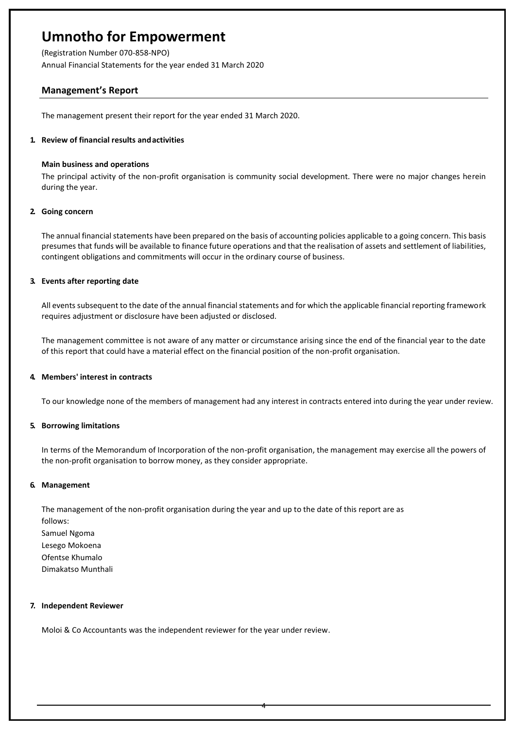# Umnotho for Empowerment

(Registration Number 070-858-NPO)

Annual Financial Statements for the year ended 31 March 2020

## Management's Report

The management present their report for the year ended 31 March 2020.

### 1. Review of financial results and activities

**Main business and operations**

The principal activity of the non-profit organisation is community social development. There were no major changes herein during the year.

### 2. Going concern

The annual financial statements have been prepared on the basis of accounting policies applicable to a going concern. This basis presumes that funds will be available to finance future operations and that the realisation of assets and settlement of liabilities, contingent obligations and commitments will occur in the ordinary course of business.

### 3. Events after reporting date

All events subsequent to the date of the annual financial statements and for which the applicable financial reporting framework requires adjustment or disclosure have been adjusted or disclosed.

The management committee is not aware of any matter or circumstance arising since the end of the financial year to the date of this report that could have a material effect on the financial position of the non-profit organisation.

### 4. Members' interest in contracts

To our knowledge none of the members of management had any interest in contracts entered into during the year under review.

### 5. Borrowing limitations

In terms of the Memorandum of Incorporation of the non-profit organisation, the management may exercise all the powers of the non-profit organisation to borrow money, as they consider appropriate.

### 6. Management

The management of the non-profit organisation during the year and up to the date of this report are as follows:

Samuel Ngoma
Lesego Mokoena
Ofentse Khumalo
Dimakatso Munthali

### 7. Independent Reviewer

Moloi & Co Accountants was the independent reviewer for the year under review.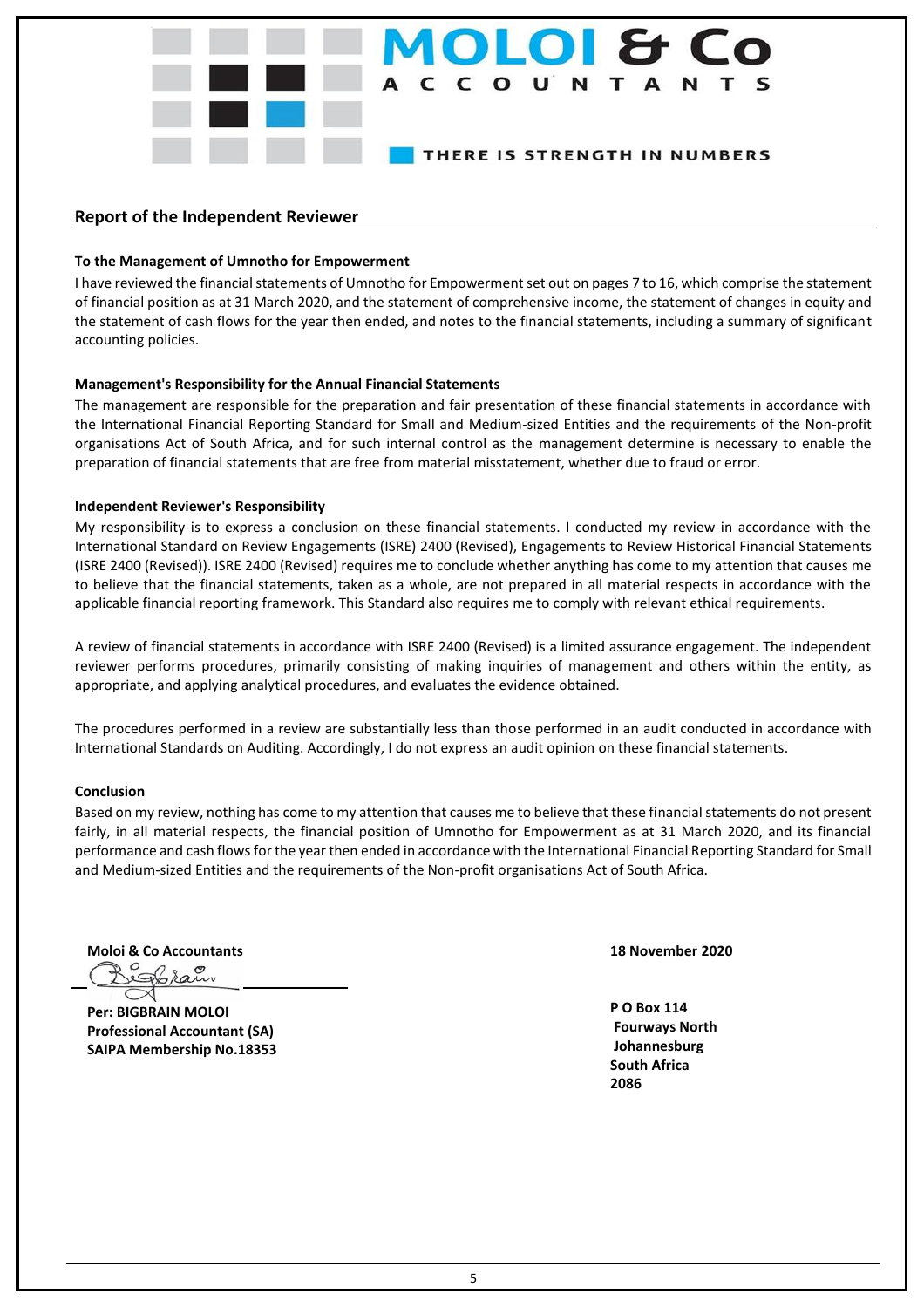# MOLOI & Co

ACCOUNTANTS

THERE IS STRENGTH IN NUMBERS

## Report of the Independent Reviewer

**To the Management of Umnotho for Empowerment**

I have reviewed the financial statements of Umnotho for Empowerment set out on pages 7 to 16, which comprise the statement of financial position as at 31 March 2020, and the statement of comprehensive income, the statement of changes in equity and the statement of cash flows for the year then ended, and notes to the financial statements, including a summary of significant accounting policies.

**Management's Responsibility for the Annual Financial Statements**

The management are responsible for the preparation and fair presentation of these financial statements in accordance with the International Financial Reporting Standard for Small and Medium-sized Entities and the requirements of the Non-profit organisations Act of South Africa, and for such internal control as the management determine is necessary to enable the preparation of financial statements that are free from material misstatement, whether due to fraud or error.

**Independent Reviewer's Responsibility**

My responsibility is to express a conclusion on these financial statements. I conducted my review in accordance with the International Standard on Review Engagements (ISRE) 2400 (Revised), Engagements to Review Historical Financial Statements (ISRE 2400 (Revised)). ISRE 2400 (Revised) requires me to conclude whether anything has come to my attention that causes me to believe that the financial statements, taken as a whole, are not prepared in all material respects in accordance with the applicable financial reporting framework. This Standard also requires me to comply with relevant ethical requirements.

A review of financial statements in accordance with ISRE 2400 (Revised) is a limited assurance engagement. The independent reviewer performs procedures, primarily consisting of making inquiries of management and others within the entity, as appropriate, and applying analytical procedures, and evaluates the evidence obtained.

The procedures performed in a review are substantially less than those performed in an audit conducted in accordance with International Standards on Auditing. Accordingly, I do not express an audit opinion on these financial statements.

**Conclusion**

Based on my review, nothing has come to my attention that causes me to believe that these financial statements do not present fairly, in all material respects, the financial position of Umnotho for Empowerment as at 31 March 2020, and its financial performance and cash flows for the year then ended in accordance with the International Financial Reporting Standard for Small and Medium-sized Entities and the requirements of the Non-profit organisations Act of South Africa.

**Moloi & Co Accountants**

**Per: BIGBRAIN MOLOI**
**Professional Accountant (SA)**
**SAIPA Membership No.18353**

**18 November 2020**

**P O Box 114**
**Fourways North**
**Johannesburg**
**South Africa**
**2086**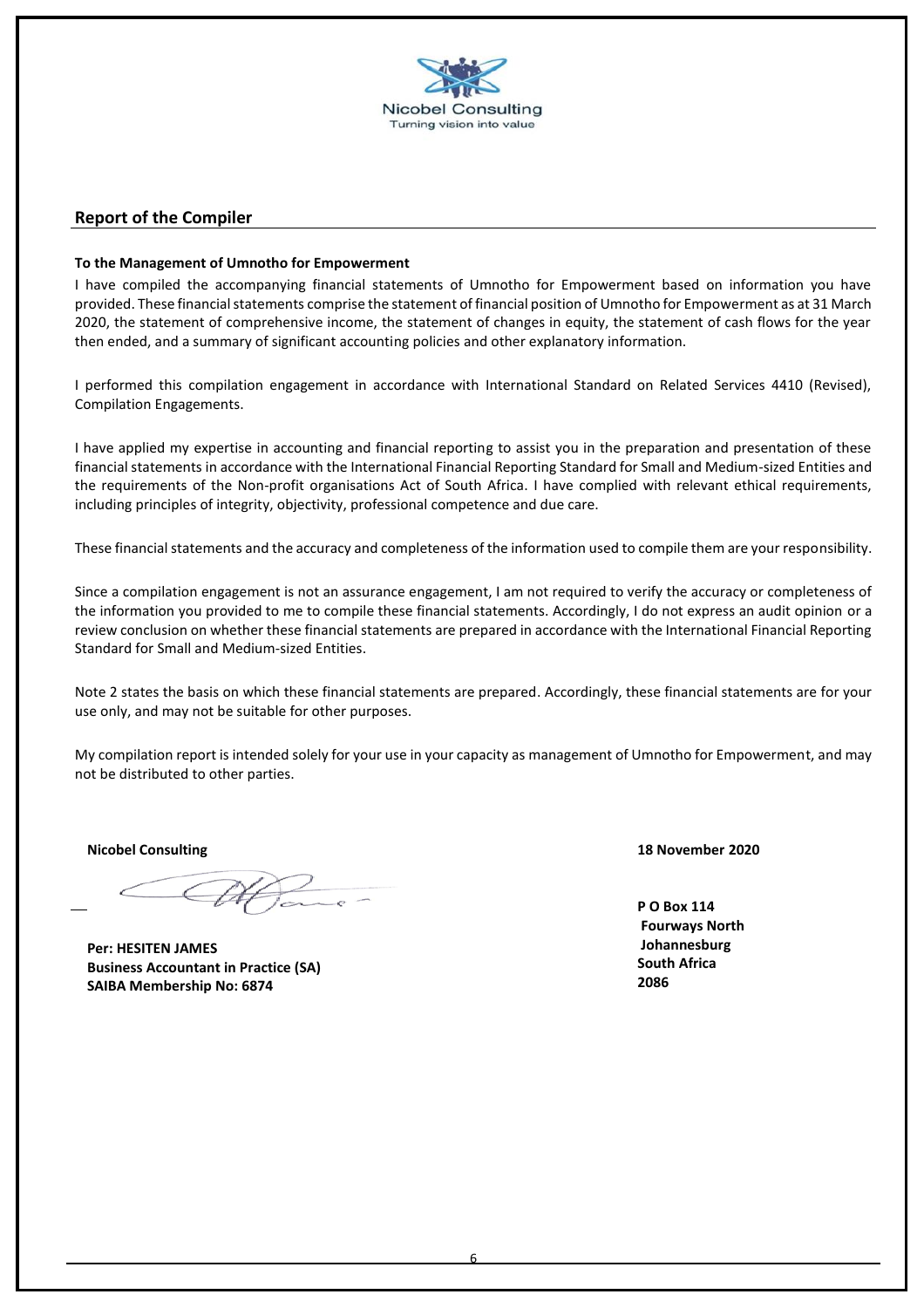Nicobel Consulting
Turning vision into value

## Report of the Compiler

**To the Management of Umnotho for Empowerment**

I have compiled the accompanying financial statements of Umnotho for Empowerment based on information you have provided. These financial statements comprise the statement of financial position of Umnotho for Empowerment as at 31 March 2020, the statement of comprehensive income, the statement of changes in equity, the statement of cash flows for the year then ended, and a summary of significant accounting policies and other explanatory information.

I performed this compilation engagement in accordance with International Standard on Related Services 4410 (Revised), Compilation Engagements.

I have applied my expertise in accounting and financial reporting to assist you in the preparation and presentation of these financial statements in accordance with the International Financial Reporting Standard for Small and Medium-sized Entities and the requirements of the Non-profit organisations Act of South Africa. I have complied with relevant ethical requirements, including principles of integrity, objectivity, professional competence and due care.

These financial statements and the accuracy and completeness of the information used to compile them are your responsibility.

Since a compilation engagement is not an assurance engagement, I am not required to verify the accuracy or completeness of the information you provided to me to compile these financial statements. Accordingly, I do not express an audit opinion or a review conclusion on whether these financial statements are prepared in accordance with the International Financial Reporting Standard for Small and Medium-sized Entities.

Note 2 states the basis on which these financial statements are prepared. Accordingly, these financial statements are for your use only, and may not be suitable for other purposes.

My compilation report is intended solely for your use in your capacity as management of Umnotho for Empowerment, and may not be distributed to other parties.

**Nicobel Consulting**

**Per: HESITEN JAMES**
**Business Accountant in Practice (SA)**
**SAIBA Membership No: 6874**

**18 November 2020**

**P O Box 114**
**Fourways North**
**Johannesburg**
**South Africa**
**2086**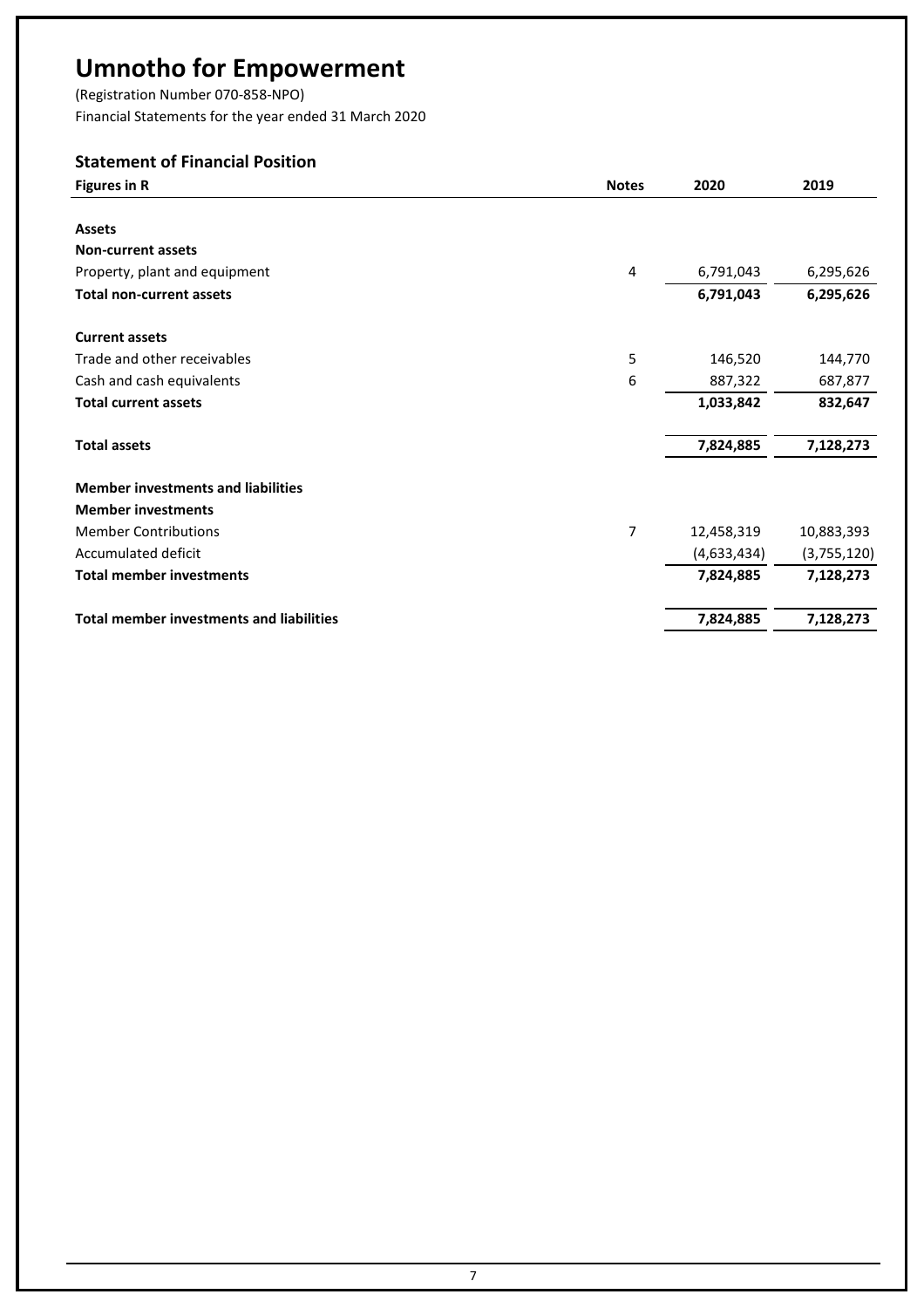# Umnotho for Empowerment

(Registration Number 070-858-NPO)

Financial Statements for the year ended 31 March 2020

## Statement of Financial Position

| Figures in R | Notes | 2020 | 2019 |
|---|---|---|---|
| **Assets** | | | |
| **Non-current assets** | | | |
| Property, plant and equipment | 4 | 6,791,043 | 6,295,626 |
| **Total non-current assets** | | **6,791,043** | **6,295,626** |
| **Current assets** | | | |
| Trade and other receivables | 5 | 146,520 | 144,770 |
| Cash and cash equivalents | 6 | 887,322 | 687,877 |
| **Total current assets** | | **1,033,842** | **832,647** |
| **Total assets** | | **7,824,885** | **7,128,273** |
| **Member investments and liabilities** | | | |
| **Member investments** | | | |
| Member Contributions | 7 | 12,458,319 | 10,883,393 |
| Accumulated deficit | | (4,633,434) | (3,755,120) |
| **Total member investments** | | **7,824,885** | **7,128,273** |
| **Total member investments and liabilities** | | **7,824,885** | **7,128,273** |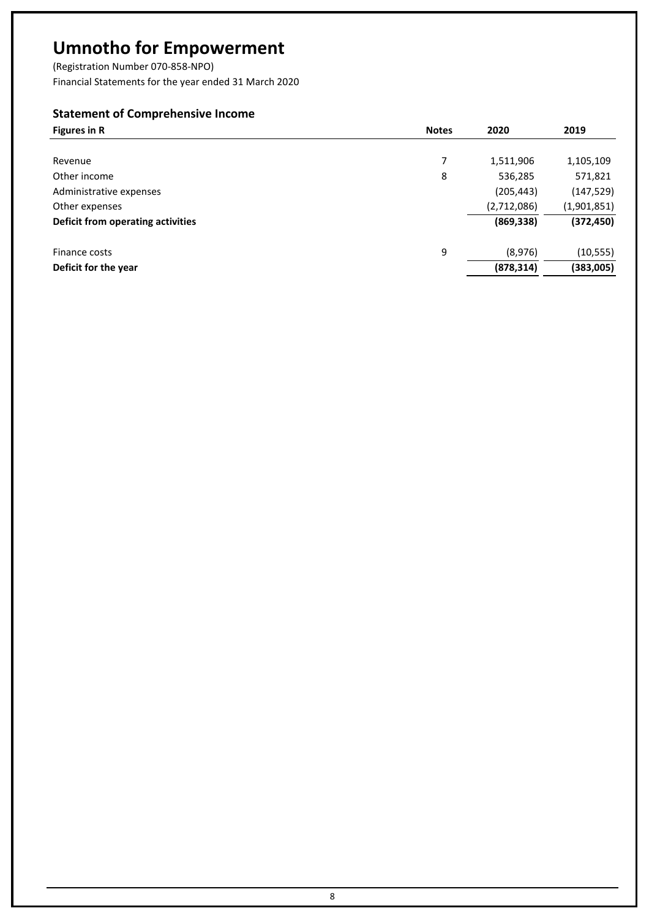# Umnotho for Empowerment

(Registration Number 070-858-NPO)

Financial Statements for the year ended 31 March 2020

## Statement of Comprehensive Income

| Figures in R | Notes | 2020 | 2019 |
|---|---|---|---|
| Revenue | 7 | 1,511,906 | 1,105,109 |
| Other income | 8 | 536,285 | 571,821 |
| Administrative expenses | | (205,443) | (147,529) |
| Other expenses | | (2,712,086) | (1,901,851) |
| **Deficit from operating activities** | | **(869,338)** | **(372,450)** |
| Finance costs | 9 | (8,976) | (10,555) |
| **Deficit for the year** | | **(878,314)** | **(383,005)** |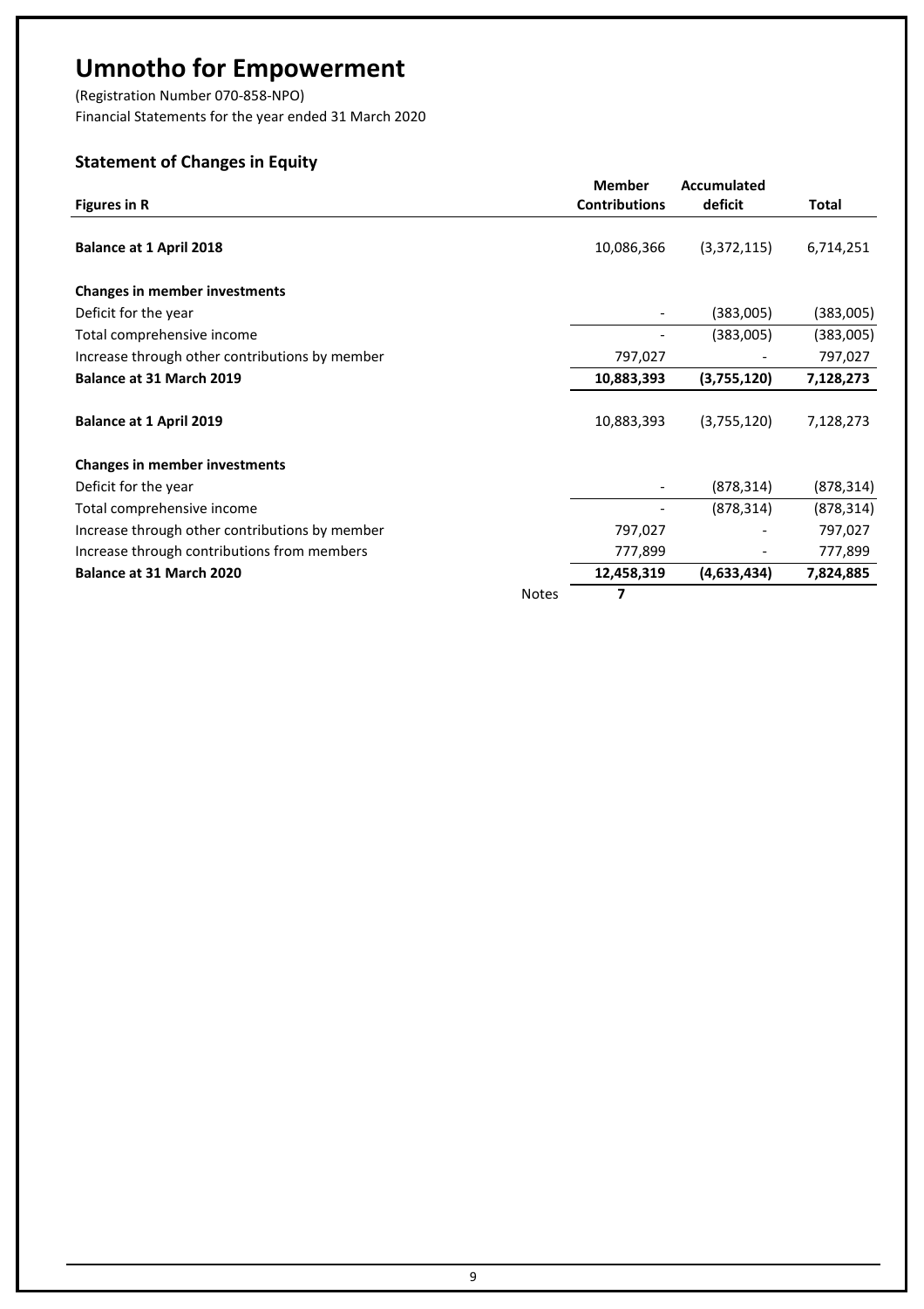# Umnotho for Empowerment

(Registration Number 070-858-NPO)
Financial Statements for the year ended 31 March 2020

## Statement of Changes in Equity

| Figures in R | | Member Contributions | Accumulated deficit | Total |
|---|---|---|---|---|
| **Balance at 1 April 2018** | | 10,086,366 | (3,372,115) | 6,714,251 |
| **Changes in member investments** | | | | |
| Deficit for the year | | - | (383,005) | (383,005) |
| Total comprehensive income | | - | (383,005) | (383,005) |
| Increase through other contributions by member | | 797,027 | - | 797,027 |
| **Balance at 31 March 2019** | | **10,883,393** | **(3,755,120)** | **7,128,273** |
| **Balance at 1 April 2019** | | 10,883,393 | (3,755,120) | 7,128,273 |
| **Changes in member investments** | | | | |
| Deficit for the year | | - | (878,314) | (878,314) |
| Total comprehensive income | | - | (878,314) | (878,314) |
| Increase through other contributions by member | | 797,027 | - | 797,027 |
| Increase through contributions from members | | 777,899 | - | 777,899 |
| **Balance at 31 March 2020** | | **12,458,319** | **(4,633,434)** | **7,824,885** |
| | Notes | **7** | | |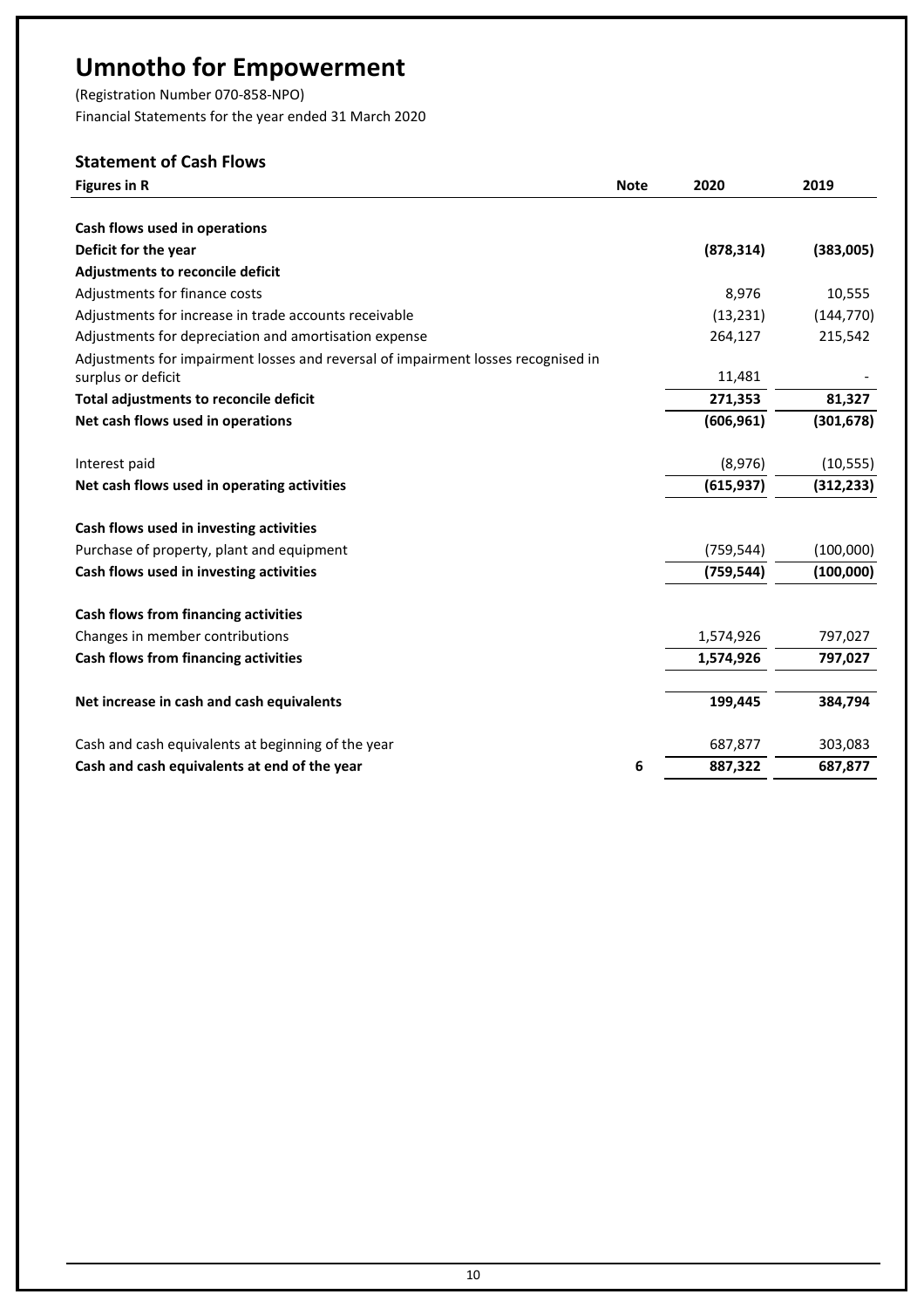# Umnotho for Empowerment

(Registration Number 070-858-NPO)

Financial Statements for the year ended 31 March 2020

## Statement of Cash Flows

| Figures in R | Note | 2020 | 2019 |
|---|---|---|---|
| **Cash flows used in operations** | | | |
| **Deficit for the year** | | **(878,314)** | **(383,005)** |
| **Adjustments to reconcile deficit** | | | |
| Adjustments for finance costs | | 8,976 | 10,555 |
| Adjustments for increase in trade accounts receivable | | (13,231) | (144,770) |
| Adjustments for depreciation and amortisation expense | | 264,127 | 215,542 |
| Adjustments for impairment losses and reversal of impairment losses recognised in surplus or deficit | | 11,481 | - |
| **Total adjustments to reconcile deficit** | | **271,353** | **81,327** |
| **Net cash flows used in operations** | | **(606,961)** | **(301,678)** |
| Interest paid | | (8,976) | (10,555) |
| **Net cash flows used in operating activities** | | **(615,937)** | **(312,233)** |
| **Cash flows used in investing activities** | | | |
| Purchase of property, plant and equipment | | (759,544) | (100,000) |
| **Cash flows used in investing activities** | | **(759,544)** | **(100,000)** |
| **Cash flows from financing activities** | | | |
| Changes in member contributions | | 1,574,926 | 797,027 |
| **Cash flows from financing activities** | | **1,574,926** | **797,027** |
| **Net increase in cash and cash equivalents** | | **199,445** | **384,794** |
| Cash and cash equivalents at beginning of the year | | 687,877 | 303,083 |
| **Cash and cash equivalents at end of the year** | **6** | **887,322** | **687,877** |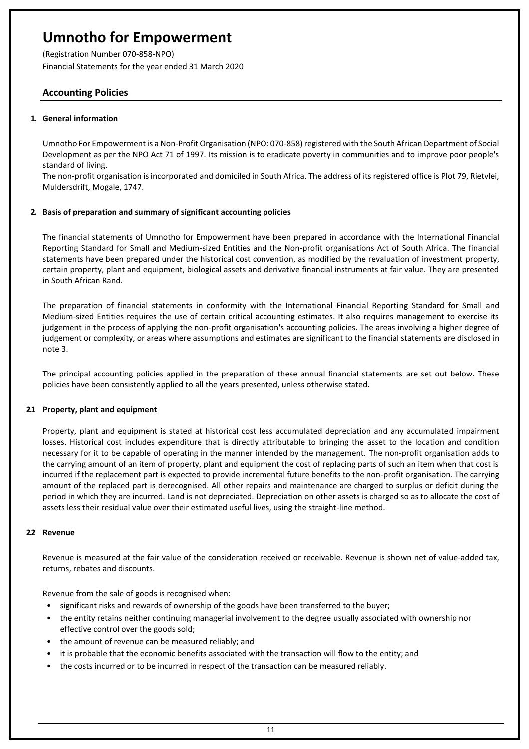# Umnotho for Empowerment

(Registration Number 070-858-NPO)

Financial Statements for the year ended 31 March 2020

## Accounting Policies

### 1. General information

Umnotho For Empowerment is a Non-Profit Organisation (NPO: 070-858) registered with the South African Department of Social Development as per the NPO Act 71 of 1997. Its mission is to eradicate poverty in communities and to improve poor people's standard of living.

The non-profit organisation is incorporated and domiciled in South Africa. The address of its registered office is Plot 79, Rietvlei, Muldersdrift, Mogale, 1747.

### 2. Basis of preparation and summary of significant accounting policies

The financial statements of Umnotho for Empowerment have been prepared in accordance with the International Financial Reporting Standard for Small and Medium-sized Entities and the Non-profit organisations Act of South Africa. The financial statements have been prepared under the historical cost convention, as modified by the revaluation of investment property, certain property, plant and equipment, biological assets and derivative financial instruments at fair value. They are presented in South African Rand.

The preparation of financial statements in conformity with the International Financial Reporting Standard for Small and Medium-sized Entities requires the use of certain critical accounting estimates. It also requires management to exercise its judgement in the process of applying the non-profit organisation's accounting policies. The areas involving a higher degree of judgement or complexity, or areas where assumptions and estimates are significant to the financial statements are disclosed in note 3.

The principal accounting policies applied in the preparation of these annual financial statements are set out below. These policies have been consistently applied to all the years presented, unless otherwise stated.

### 2.1 Property, plant and equipment

Property, plant and equipment is stated at historical cost less accumulated depreciation and any accumulated impairment losses. Historical cost includes expenditure that is directly attributable to bringing the asset to the location and condition necessary for it to be capable of operating in the manner intended by the management. The non-profit organisation adds to the carrying amount of an item of property, plant and equipment the cost of replacing parts of such an item when that cost is incurred if the replacement part is expected to provide incremental future benefits to the non-profit organisation. The carrying amount of the replaced part is derecognised. All other repairs and maintenance are charged to surplus or deficit during the period in which they are incurred. Land is not depreciated. Depreciation on other assets is charged so as to allocate the cost of assets less their residual value over their estimated useful lives, using the straight-line method.

### 2.2 Revenue

Revenue is measured at the fair value of the consideration received or receivable. Revenue is shown net of value-added tax, returns, rebates and discounts.

Revenue from the sale of goods is recognised when:

- significant risks and rewards of ownership of the goods have been transferred to the buyer;
- the entity retains neither continuing managerial involvement to the degree usually associated with ownership nor effective control over the goods sold;
- the amount of revenue can be measured reliably; and
- it is probable that the economic benefits associated with the transaction will flow to the entity; and
- the costs incurred or to be incurred in respect of the transaction can be measured reliably.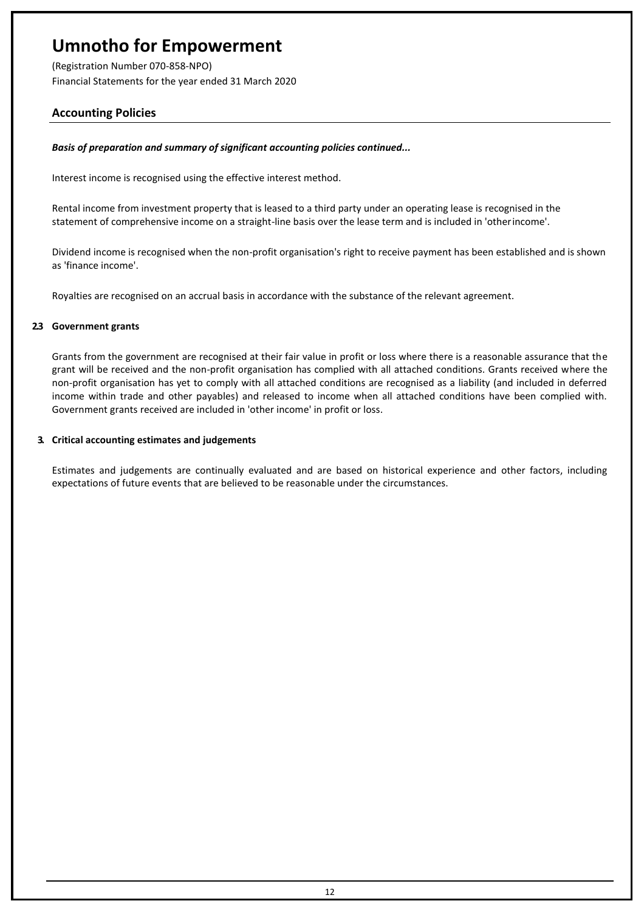# Umnotho for Empowerment

(Registration Number 070-858-NPO)

Financial Statements for the year ended 31 March 2020

## Accounting Policies

***Basis of preparation and summary of significant accounting policies continued...***

Interest income is recognised using the effective interest method.

Rental income from investment property that is leased to a third party under an operating lease is recognised in the statement of comprehensive income on a straight-line basis over the lease term and is included in 'other income'.

Dividend income is recognised when the non-profit organisation's right to receive payment has been established and is shown as 'finance income'.

Royalties are recognised on an accrual basis in accordance with the substance of the relevant agreement.

### 2.3 Government grants

Grants from the government are recognised at their fair value in profit or loss where there is a reasonable assurance that the grant will be received and the non-profit organisation has complied with all attached conditions. Grants received where the non-profit organisation has yet to comply with all attached conditions are recognised as a liability (and included in deferred income within trade and other payables) and released to income when all attached conditions have been complied with. Government grants received are included in 'other income' in profit or loss.

### 3. Critical accounting estimates and judgements

Estimates and judgements are continually evaluated and are based on historical experience and other factors, including expectations of future events that are believed to be reasonable under the circumstances.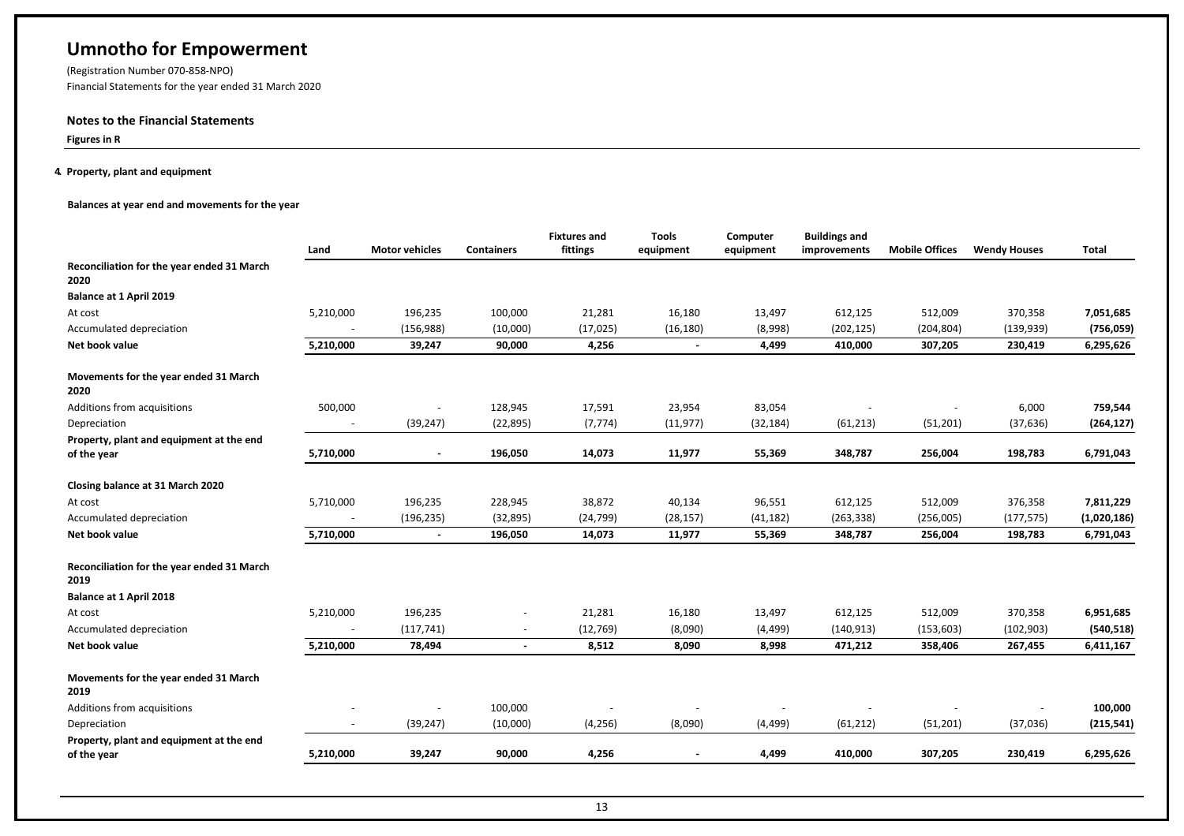# Umnotho for Empowerment

(Registration Number 070-858-NPO)
Financial Statements for the year ended 31 March 2020

## Notes to the Financial Statements

**Figures in R**

### 4. Property, plant and equipment

**Balances at year end and movements for the year**

| | Land | Motor vehicles | Containers | Fixtures and fittings | Tools equipment | Computer equipment | Buildings and improvements | Mobile Offices | Wendy Houses | Total |
|---|---|---|---|---|---|---|---|---|---|---|
| **Reconciliation for the year ended 31 March 2020** | | | | | | | | | | |
| **Balance at 1 April 2019** | | | | | | | | | | |
| At cost | 5,210,000 | 196,235 | 100,000 | 21,281 | 16,180 | 13,497 | 612,125 | 512,009 | 370,358 | **7,051,685** |
| Accumulated depreciation | - | (156,988) | (10,000) | (17,025) | (16,180) | (8,998) | (202,125) | (204,804) | (139,939) | **(756,059)** |
| **Net book value** | **5,210,000** | **39,247** | **90,000** | **4,256** | **-** | **4,499** | **410,000** | **307,205** | **230,419** | **6,295,626** |
| **Movements for the year ended 31 March 2020** | | | | | | | | | | |
| Additions from acquisitions | 500,000 | - | 128,945 | 17,591 | 23,954 | 83,054 | - | - | 6,000 | **759,544** |
| Depreciation | - | (39,247) | (22,895) | (7,774) | (11,977) | (32,184) | (61,213) | (51,201) | (37,636) | **(264,127)** |
| **Property, plant and equipment at the end of the year** | **5,710,000** | **-** | **196,050** | **14,073** | **11,977** | **55,369** | **348,787** | **256,004** | **198,783** | **6,791,043** |
| **Closing balance at 31 March 2020** | | | | | | | | | | |
| At cost | 5,710,000 | 196,235 | 228,945 | 38,872 | 40,134 | 96,551 | 612,125 | 512,009 | 376,358 | **7,811,229** |
| Accumulated depreciation | - | (196,235) | (32,895) | (24,799) | (28,157) | (41,182) | (263,338) | (256,005) | (177,575) | **(1,020,186)** |
| **Net book value** | **5,710,000** | **-** | **196,050** | **14,073** | **11,977** | **55,369** | **348,787** | **256,004** | **198,783** | **6,791,043** |
| **Reconciliation for the year ended 31 March 2019** | | | | | | | | | | |
| **Balance at 1 April 2018** | | | | | | | | | | |
| At cost | 5,210,000 | 196,235 | - | 21,281 | 16,180 | 13,497 | 612,125 | 512,009 | 370,358 | **6,951,685** |
| Accumulated depreciation | - | (117,741) | - | (12,769) | (8,090) | (4,499) | (140,913) | (153,603) | (102,903) | **(540,518)** |
| **Net book value** | **5,210,000** | **78,494** | **-** | **8,512** | **8,090** | **8,998** | **471,212** | **358,406** | **267,455** | **6,411,167** |
| **Movements for the year ended 31 March 2019** | | | | | | | | | | |
| Additions from acquisitions | - | - | 100,000 | - | - | - | - | - | - | **100,000** |
| Depreciation | - | (39,247) | (10,000) | (4,256) | (8,090) | (4,499) | (61,212) | (51,201) | (37,036) | **(215,541)** |
| **Property, plant and equipment at the end of the year** | **5,210,000** | **39,247** | **90,000** | **4,256** | **-** | **4,499** | **410,000** | **307,205** | **230,419** | **6,295,626** |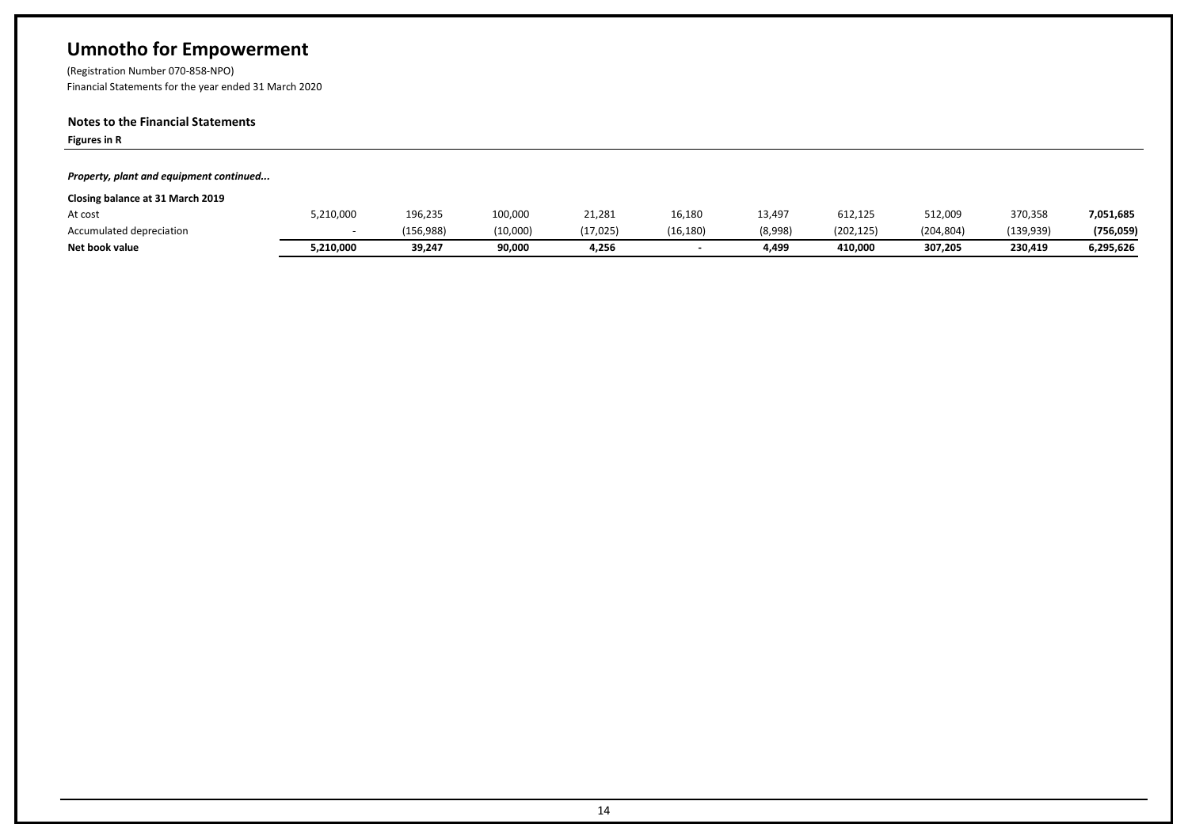# Umnotho for Empowerment

(Registration Number 070-858-NPO)
Financial Statements for the year ended 31 March 2020

### Notes to the Financial Statements

**Figures in R**

***Property, plant and equipment continued...***

**Closing balance at 31 March 2019**

| | | | | | | | | | | |
|---|---|---|---|---|---|---|---|---|---|---|
| At cost | 5,210,000 | 196,235 | 100,000 | 21,281 | 16,180 | 13,497 | 612,125 | 512,009 | 370,358 | **7,051,685** |
| Accumulated depreciation | - | (156,988) | (10,000) | (17,025) | (16,180) | (8,998) | (202,125) | (204,804) | (139,939) | **(756,059)** |
| **Net book value** | **5,210,000** | **39,247** | **90,000** | **4,256** | **-** | **4,499** | **410,000** | **307,205** | **230,419** | **6,295,626** |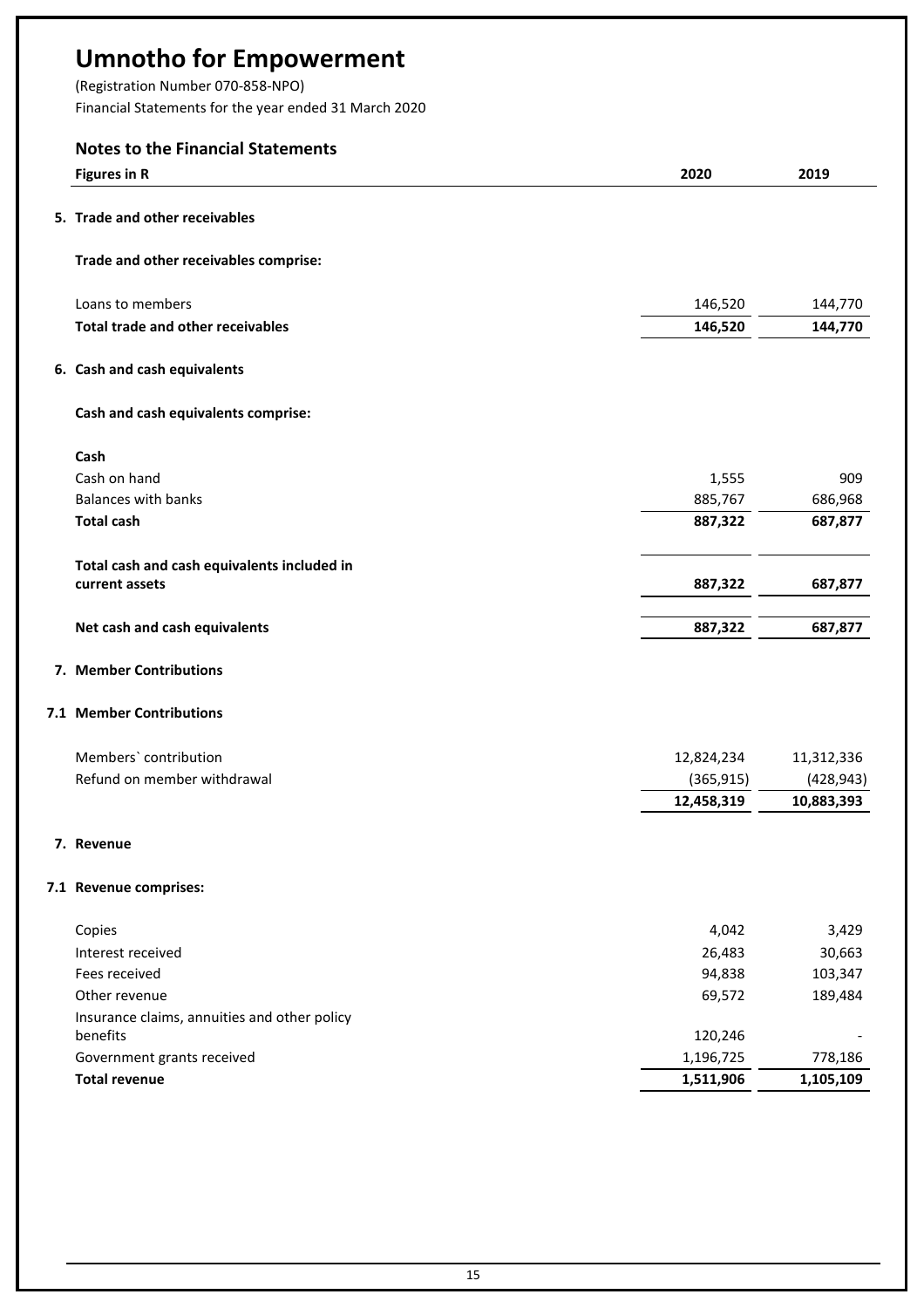# Umnotho for Empowerment

(Registration Number 070-858-NPO)

Financial Statements for the year ended 31 March 2020

## Notes to the Financial Statements

| Figures in R | 2020 | 2019 |
|---|---|---|

### 5. Trade and other receivables

**Trade and other receivables comprise:**

| | 2020 | 2019 |
|---|---|---|
| Loans to members | 146,520 | 144,770 |
| **Total trade and other receivables** | **146,520** | **144,770** |

### 6. Cash and cash equivalents

**Cash and cash equivalents comprise:**

| | 2020 | 2019 |
|---|---|---|
| **Cash** | | |
| Cash on hand | 1,555 | 909 |
| Balances with banks | 885,767 | 686,968 |
| **Total cash** | **887,322** | **687,877** |
| **Total cash and cash equivalents included in current assets** | **887,322** | **687,877** |
| **Net cash and cash equivalents** | **887,322** | **687,877** |

### 7. Member Contributions

### 7.1 Member Contributions

| | 2020 | 2019 |
|---|---|---|
| Members` contribution | 12,824,234 | 11,312,336 |
| Refund on member withdrawal | (365,915) | (428,943) |
| | **12,458,319** | **10,883,393** |

### 7. Revenue

### 7.1 Revenue comprises:

| | 2020 | 2019 |
|---|---|---|
| Copies | 4,042 | 3,429 |
| Interest received | 26,483 | 30,663 |
| Fees received | 94,838 | 103,347 |
| Other revenue | 69,572 | 189,484 |
| Insurance claims, annuities and other policy benefits | 120,246 | - |
| Government grants received | 1,196,725 | 778,186 |
| **Total revenue** | **1,511,906** | **1,105,109** |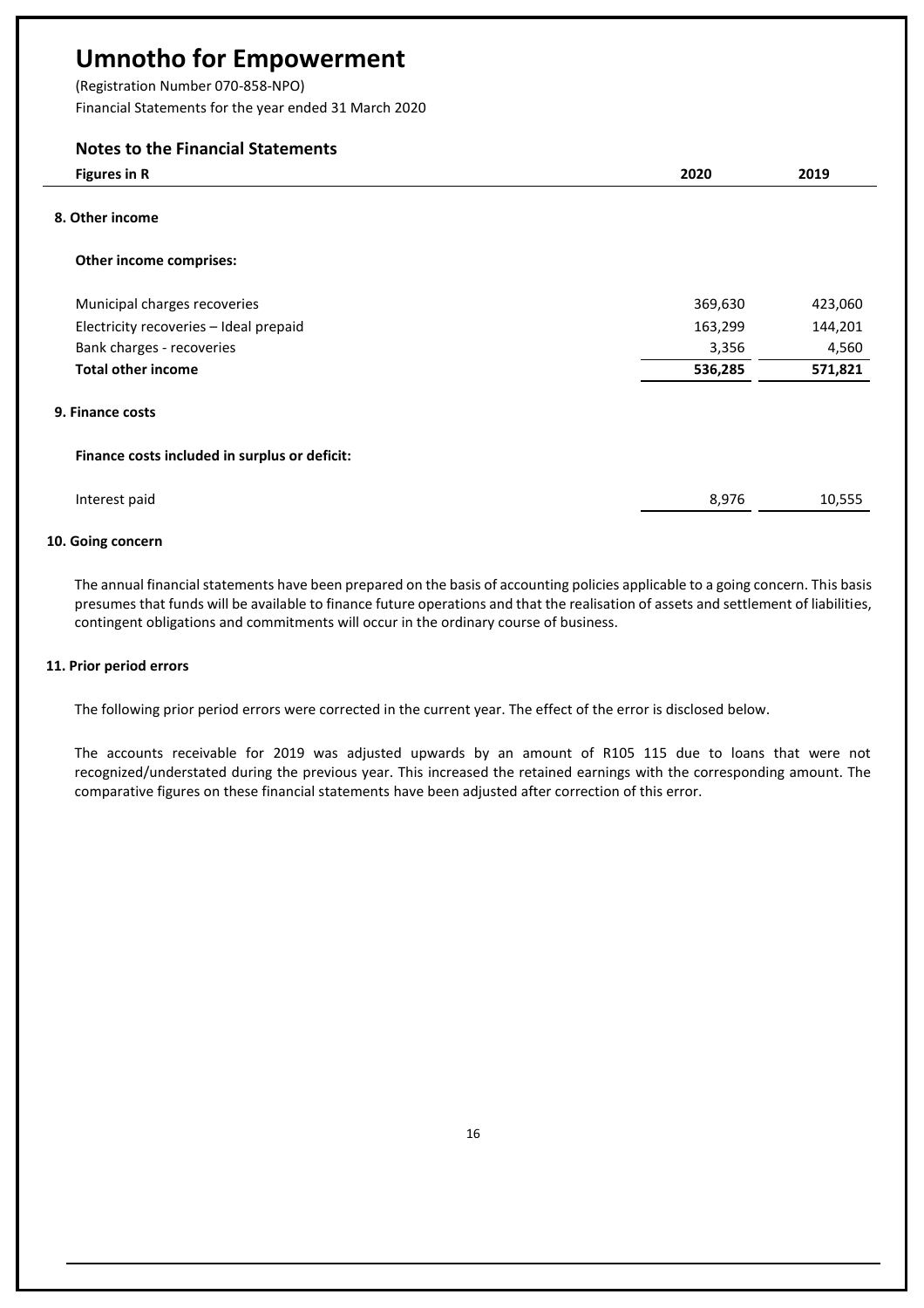# Umnotho for Empowerment

(Registration Number 070-858-NPO)

Financial Statements for the year ended 31 March 2020

## Notes to the Financial Statements

| Figures in R | 2020 | 2019 |
|---|---|---|

### 8. Other income

**Other income comprises:**

| | 2020 | 2019 |
|---|---|---|
| Municipal charges recoveries | 369,630 | 423,060 |
| Electricity recoveries – Ideal prepaid | 163,299 | 144,201 |
| Bank charges - recoveries | 3,356 | 4,560 |
| **Total other income** | **536,285** | **571,821** |

### 9. Finance costs

**Finance costs included in surplus or deficit:**

| | 2020 | 2019 |
|---|---|---|
| Interest paid | 8,976 | 10,555 |

### 10. Going concern

The annual financial statements have been prepared on the basis of accounting policies applicable to a going concern. This basis presumes that funds will be available to finance future operations and that the realisation of assets and settlement of liabilities, contingent obligations and commitments will occur in the ordinary course of business.

### 11. Prior period errors

The following prior period errors were corrected in the current year. The effect of the error is disclosed below.

The accounts receivable for 2019 was adjusted upwards by an amount of R105 115 due to loans that were not recognized/understated during the previous year. This increased the retained earnings with the corresponding amount. The comparative figures on these financial statements have been adjusted after correction of this error.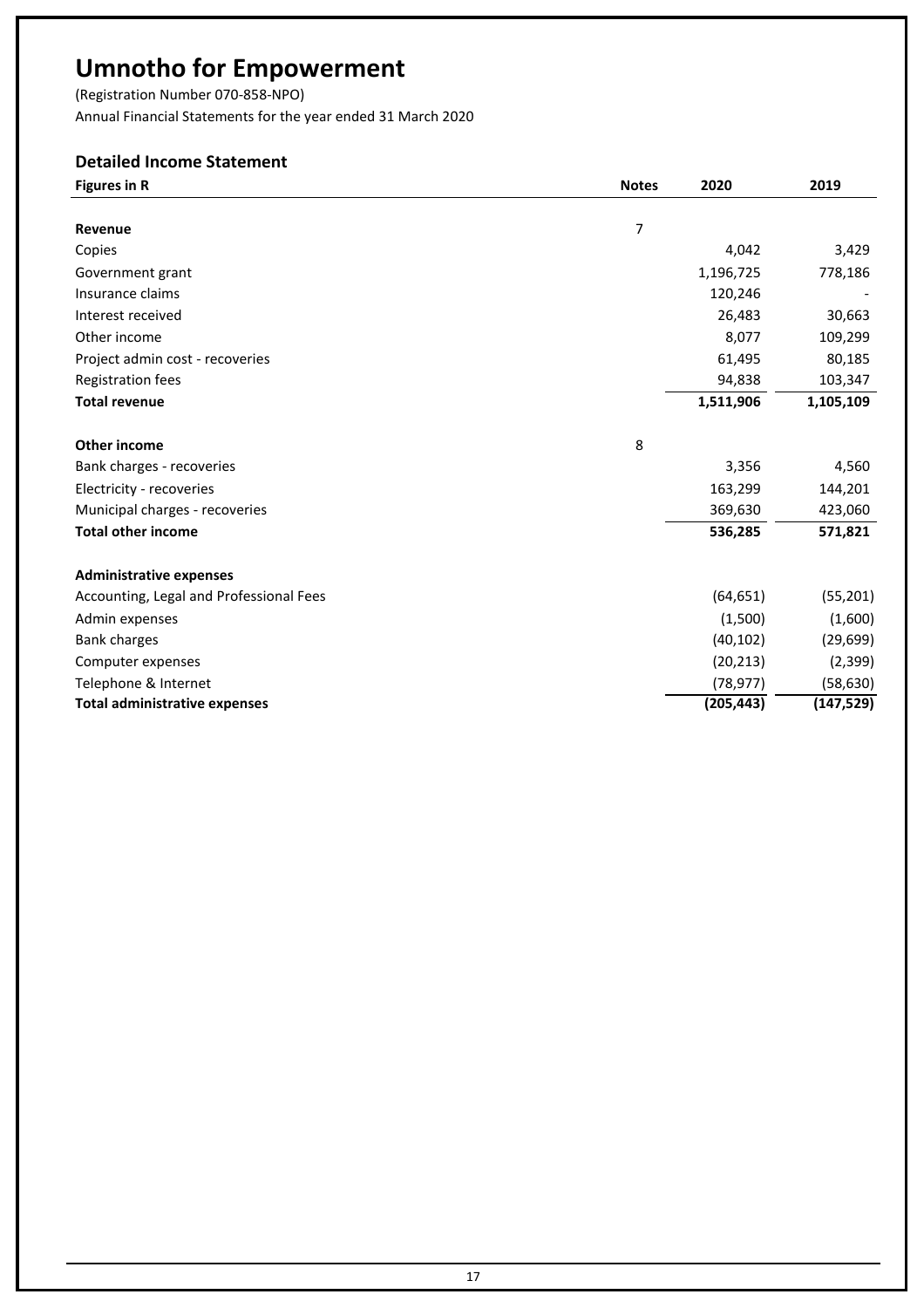# Umnotho for Empowerment

(Registration Number 070-858-NPO)

Annual Financial Statements for the year ended 31 March 2020

## Detailed Income Statement

| Figures in R | Notes | 2020 | 2019 |
|---|---|---|---|
| **Revenue** | 7 | | |
| Copies | | 4,042 | 3,429 |
| Government grant | | 1,196,725 | 778,186 |
| Insurance claims | | 120,246 | - |
| Interest received | | 26,483 | 30,663 |
| Other income | | 8,077 | 109,299 |
| Project admin cost - recoveries | | 61,495 | 80,185 |
| Registration fees | | 94,838 | 103,347 |
| **Total revenue** | | **1,511,906** | **1,105,109** |
| | | | |
| **Other income** | 8 | | |
| Bank charges - recoveries | | 3,356 | 4,560 |
| Electricity - recoveries | | 163,299 | 144,201 |
| Municipal charges - recoveries | | 369,630 | 423,060 |
| **Total other income** | | **536,285** | **571,821** |
| | | | |
| **Administrative expenses** | | | |
| Accounting, Legal and Professional Fees | | (64,651) | (55,201) |
| Admin expenses | | (1,500) | (1,600) |
| Bank charges | | (40,102) | (29,699) |
| Computer expenses | | (20,213) | (2,399) |
| Telephone & Internet | | (78,977) | (58,630) |
| **Total administrative expenses** | | **(205,443)** | **(147,529)** |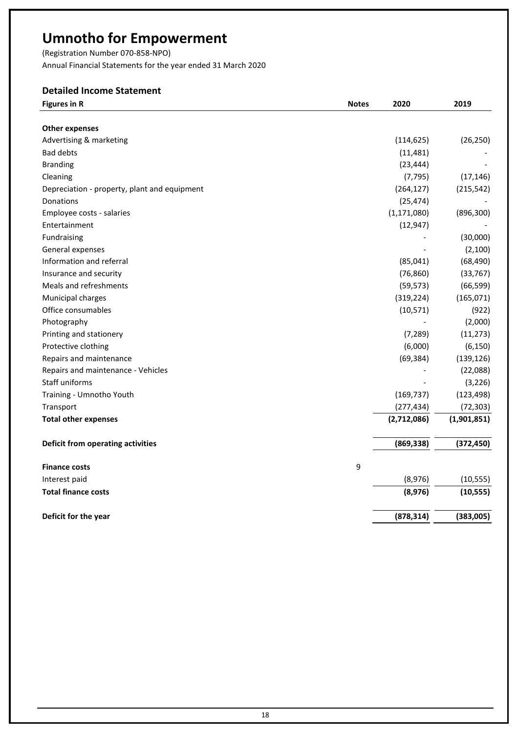# Umnotho for Empowerment

(Registration Number 070-858-NPO)

Annual Financial Statements for the year ended 31 March 2020

## Detailed Income Statement

| Figures in R | Notes | 2020 | 2019 |
|---|---|---|---|
| **Other expenses** | | | |
| Advertising & marketing | | (114,625) | (26,250) |
| Bad debts | | (11,481) | - |
| Branding | | (23,444) | - |
| Cleaning | | (7,795) | (17,146) |
| Depreciation - property, plant and equipment | | (264,127) | (215,542) |
| Donations | | (25,474) | - |
| Employee costs - salaries | | (1,171,080) | (896,300) |
| Entertainment | | (12,947) | - |
| Fundraising | | - | (30,000) |
| General expenses | | - | (2,100) |
| Information and referral | | (85,041) | (68,490) |
| Insurance and security | | (76,860) | (33,767) |
| Meals and refreshments | | (59,573) | (66,599) |
| Municipal charges | | (319,224) | (165,071) |
| Office consumables | | (10,571) | (922) |
| Photography | | - | (2,000) |
| Printing and stationery | | (7,289) | (11,273) |
| Protective clothing | | (6,000) | (6,150) |
| Repairs and maintenance | | (69,384) | (139,126) |
| Repairs and maintenance - Vehicles | | - | (22,088) |
| Staff uniforms | | - | (3,226) |
| Training - Umnotho Youth | | (169,737) | (123,498) |
| Transport | | (277,434) | (72,303) |
| **Total other expenses** | | **(2,712,086)** | **(1,901,851)** |
| **Deficit from operating activities** | | **(869,338)** | **(372,450)** |
| **Finance costs** | 9 | | |
| Interest paid | | (8,976) | (10,555) |
| **Total finance costs** | | **(8,976)** | **(10,555)** |
| **Deficit for the year** | | **(878,314)** | **(383,005)** |